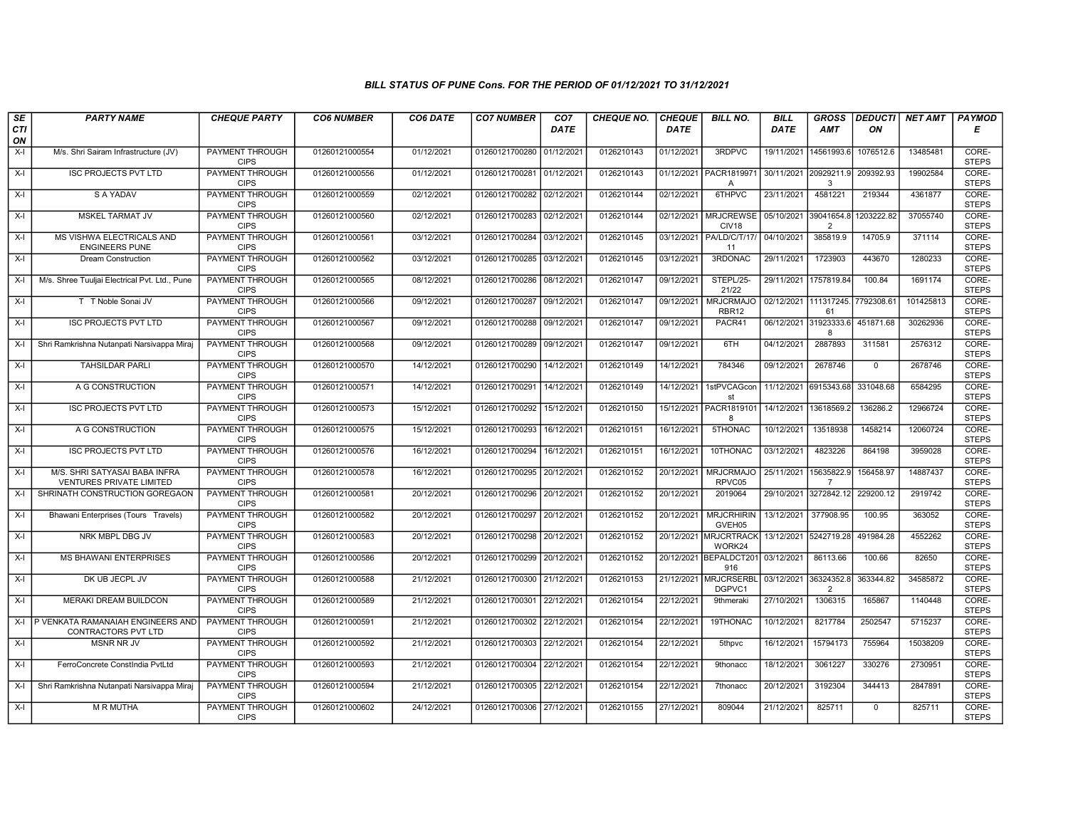*BILL STATUS OF PUNE Cons. FOR THE PERIOD OF 01/12/2021 TO 31/12/2021*

| SECTION | PARTY NAME | CHEQUE PARTY | CO6 NUMBER | CO6 DATE | CO7 NUMBER | CO7 DATE | CHEQUE NO. | CHEQUE DATE | BILL NO. | BILL DATE | GROSS AMT | DEDUCTION | NET AMT | PAYMODE |
|---|---|---|---|---|---|---|---|---|---|---|---|---|---|---|
| X-I | M/s. Shri Sairam Infrastructure (JV) | PAYMENT THROUGH CIPS | 01260121000554 | 01/12/2021 | 01260121700280 | 01/12/2021 | 0126210143 | 01/12/2021 | 3RDPVC | 19/11/2021 | 14561993.6 | 1076512.6 | 13485481 | CORE-STEPS |
| X-I | ISC PROJECTS PVT LTD | PAYMENT THROUGH CIPS | 01260121000556 | 01/12/2021 | 01260121700281 | 01/12/2021 | 0126210143 | 01/12/2021 | PACR1819971A | 30/11/2021 | 20929211.93 | 209392.93 | 19902584 | CORE-STEPS |
| X-I | S A YADAV | PAYMENT THROUGH CIPS | 01260121000559 | 02/12/2021 | 01260121700282 | 02/12/2021 | 0126210144 | 02/12/2021 | 6THPVC | 23/11/2021 | 4581221 | 219344 | 4361877 | CORE-STEPS |
| X-I | MSKEL TARMAT JV | PAYMENT THROUGH CIPS | 01260121000560 | 02/12/2021 | 01260121700283 | 02/12/2021 | 0126210144 | 02/12/2021 | MRJCREWSECIV18 | 05/10/2021 | 39041654.82 | 1203222.82 | 37055740 | CORE-STEPS |
| X-I | MS VISHWA ELECTRICALS AND ENGINEERS PUNE | PAYMENT THROUGH CIPS | 01260121000561 | 03/12/2021 | 01260121700284 | 03/12/2021 | 0126210145 | 03/12/2021 | PA/LD/C/T/17/11 | 04/10/2021 | 385819.9 | 14705.9 | 371114 | CORE-STEPS |
| X-I | Dream Construction | PAYMENT THROUGH CIPS | 01260121000562 | 03/12/2021 | 01260121700285 | 03/12/2021 | 0126210145 | 03/12/2021 | 3RDONAC | 29/11/2021 | 1723903 | 443670 | 1280233 | CORE-STEPS |
| X-I | M/s. Shree Tuuljai Electrical Pvt. Ltd., Pune | PAYMENT THROUGH CIPS | 01260121000565 | 08/12/2021 | 01260121700286 | 08/12/2021 | 0126210147 | 09/12/2021 | STEPL/25-21/22 | 29/11/2021 | 1757819.84 | 100.84 | 1691174 | CORE-STEPS |
| X-I | T T Noble Sonai JV | PAYMENT THROUGH CIPS | 01260121000566 | 09/12/2021 | 01260121700287 | 09/12/2021 | 0126210147 | 09/12/2021 | MRJCRMAJORBR12 | 02/12/2021 | 111317245.61 | 7792308.61 | 101425813 | CORE-STEPS |
| X-I | ISC PROJECTS PVT LTD | PAYMENT THROUGH CIPS | 01260121000567 | 09/12/2021 | 01260121700288 | 09/12/2021 | 0126210147 | 09/12/2021 | PACR41 | 06/12/2021 | 31923333.68 | 451871.68 | 30262936 | CORE-STEPS |
| X-I | Shri Ramkrishna Nutanpati Narsivappa Miraj | PAYMENT THROUGH CIPS | 01260121000568 | 09/12/2021 | 01260121700289 | 09/12/2021 | 0126210147 | 09/12/2021 | 6TH | 04/12/2021 | 2887893 | 311581 | 2576312 | CORE-STEPS |
| X-I | TAHSILDAR PARLI | PAYMENT THROUGH CIPS | 01260121000570 | 14/12/2021 | 01260121700290 | 14/12/2021 | 0126210149 | 14/12/2021 | 784346 | 09/12/2021 | 2678746 | 0 | 2678746 | CORE-STEPS |
| X-I | A G CONSTRUCTION | PAYMENT THROUGH CIPS | 01260121000571 | 14/12/2021 | 01260121700291 | 14/12/2021 | 0126210149 | 14/12/2021 | 1stPVCAGconst | 11/12/2021 | 6915343.68 | 331048.68 | 6584295 | CORE-STEPS |
| X-I | ISC PROJECTS PVT LTD | PAYMENT THROUGH CIPS | 01260121000573 | 15/12/2021 | 01260121700292 | 15/12/2021 | 0126210150 | 15/12/2021 | PACR18191018 | 14/12/2021 | 13618569.2 | 136286.2 | 12966724 | CORE-STEPS |
| X-I | A G CONSTRUCTION | PAYMENT THROUGH CIPS | 01260121000575 | 15/12/2021 | 01260121700293 | 16/12/2021 | 0126210151 | 16/12/2021 | 5THONAC | 10/12/2021 | 13518938 | 1458214 | 12060724 | CORE-STEPS |
| X-I | ISC PROJECTS PVT LTD | PAYMENT THROUGH CIPS | 01260121000576 | 16/12/2021 | 01260121700294 | 16/12/2021 | 0126210151 | 16/12/2021 | 10THONAC | 03/12/2021 | 4823226 | 864198 | 3959028 | CORE-STEPS |
| X-I | M/S. SHRI SATYASAI BABA INFRA VENTURES PRIVATE LIMITED | PAYMENT THROUGH CIPS | 01260121000578 | 16/12/2021 | 01260121700295 | 20/12/2021 | 0126210152 | 20/12/2021 | MRJCRMAJORPVC05 | 25/11/2021 | 15635822.97 | 156458.97 | 14887437 | CORE-STEPS |
| X-I | SHRINATH CONSTRUCTION GOREGAON | PAYMENT THROUGH CIPS | 01260121000581 | 20/12/2021 | 01260121700296 | 20/12/2021 | 0126210152 | 20/12/2021 | 2019064 | 29/10/2021 | 3272842.12 | 229200.12 | 2919742 | CORE-STEPS |
| X-I | Bhawani Enterprises (Tours Travels) | PAYMENT THROUGH CIPS | 01260121000582 | 20/12/2021 | 01260121700297 | 20/12/2021 | 0126210152 | 20/12/2021 | MRJCRHIRINGVEH05 | 13/12/2021 | 377908.95 | 100.95 | 363052 | CORE-STEPS |
| X-I | NRK MBPL DBG JV | PAYMENT THROUGH CIPS | 01260121000583 | 20/12/2021 | 01260121700298 | 20/12/2021 | 0126210152 | 20/12/2021 | MRJCRTRACKWORK24 | 13/12/2021 | 5242719.28 | 491984.28 | 4552262 | CORE-STEPS |
| X-I | MS BHAWANI ENTERPRISES | PAYMENT THROUGH CIPS | 01260121000586 | 20/12/2021 | 01260121700299 | 20/12/2021 | 0126210152 | 20/12/2021 | BEPALDCT201916 | 03/12/2021 | 86113.66 | 100.66 | 82650 | CORE-STEPS |
| X-I | DK UB JECPL JV | PAYMENT THROUGH CIPS | 01260121000588 | 21/12/2021 | 01260121700300 | 21/12/2021 | 0126210153 | 21/12/2021 | MRJCRSERBLDGPVC1 | 03/12/2021 | 36324352.82 | 363344.82 | 34585872 | CORE-STEPS |
| X-I | MERAKI DREAM BUILDCON | PAYMENT THROUGH CIPS | 01260121000589 | 21/12/2021 | 01260121700301 | 22/12/2021 | 0126210154 | 22/12/2021 | 9thmeraki | 27/10/2021 | 1306315 | 165867 | 1140448 | CORE-STEPS |
| X-I | P VENKATA RAMANAIAH ENGINEERS AND CONTRACTORS PVT LTD | PAYMENT THROUGH CIPS | 01260121000591 | 21/12/2021 | 01260121700302 | 22/12/2021 | 0126210154 | 22/12/2021 | 19THONAC | 10/12/2021 | 8217784 | 2502547 | 5715237 | CORE-STEPS |
| X-I | MSNR NR JV | PAYMENT THROUGH CIPS | 01260121000592 | 21/12/2021 | 01260121700303 | 22/12/2021 | 0126210154 | 22/12/2021 | 5thpvc | 16/12/2021 | 15794173 | 755964 | 15038209 | CORE-STEPS |
| X-I | FerroConcrete ConstIndia PvtLtd | PAYMENT THROUGH CIPS | 01260121000593 | 21/12/2021 | 01260121700304 | 22/12/2021 | 0126210154 | 22/12/2021 | 9thonacc | 18/12/2021 | 3061227 | 330276 | 2730951 | CORE-STEPS |
| X-I | Shri Ramkrishna Nutanpati Narsivappa Miraj | PAYMENT THROUGH CIPS | 01260121000594 | 21/12/2021 | 01260121700305 | 22/12/2021 | 0126210154 | 22/12/2021 | 7thonacc | 20/12/2021 | 3192304 | 344413 | 2847891 | CORE-STEPS |
| X-I | M R MUTHA | PAYMENT THROUGH CIPS | 01260121000602 | 24/12/2021 | 01260121700306 | 27/12/2021 | 0126210155 | 27/12/2021 | 809044 | 21/12/2021 | 825711 | 0 | 825711 | CORE-STEPS |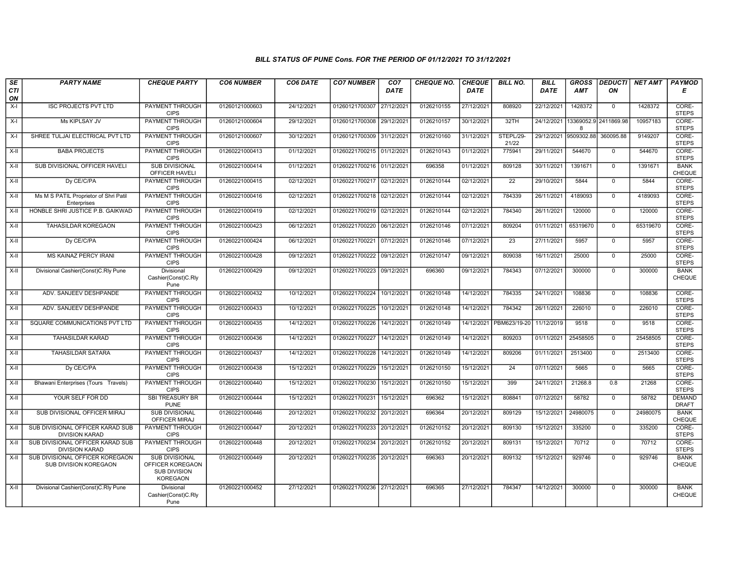### BILL STATUS OF PUNE Cons. FOR THE PERIOD OF 01/12/2021 TO 31/12/2021

| SECTION | PARTY NAME | CHEQUE PARTY | CO6 NUMBER | CO6 DATE | CO7 NUMBER | CO7 DATE | CHEQUE NO. | CHEQUE DATE | BILL NO. | BILL DATE | GROSS AMT | DEDUCTION | NET AMT | PAYMODE |
|---|---|---|---|---|---|---|---|---|---|---|---|---|---|---|
| X-I | ISC PROJECTS PVT LTD | PAYMENT THROUGH CIPS | 01260121000603 | 24/12/2021 | 01260121700307 | 27/12/2021 | 0126210155 | 27/12/2021 | 808920 | 22/12/2021 | 1428372 | 0 | 1428372 | CORE-STEPS |
| X-I | Ms KIPLSAY JV | PAYMENT THROUGH CIPS | 01260121000604 | 29/12/2021 | 01260121700308 | 29/12/2021 | 0126210157 | 30/12/2021 | 32TH | 24/12/2021 | 13369052.98 | 2411869.98 | 10957183 | CORE-STEPS |
| X-I | SHREE TULJAI ELECTRICAL PVT LTD | PAYMENT THROUGH CIPS | 01260121000607 | 30/12/2021 | 01260121700309 | 31/12/2021 | 0126210160 | 31/12/2021 | STEPL/29-21/22 | 29/12/2021 | 9509302.88 | 360095.88 | 9149207 | CORE-STEPS |
| X-II | BABA PROJECTS | PAYMENT THROUGH CIPS | 01260221000413 | 01/12/2021 | 01260221700215 | 01/12/2021 | 0126210143 | 01/12/2021 | 775941 | 29/11/2021 | 544670 | 0 | 544670 | CORE-STEPS |
| X-II | SUB DIVISIONAL OFFICER HAVELI | SUB DIVISIONAL OFFICER HAVELI | 01260221000414 | 01/12/2021 | 01260221700216 | 01/12/2021 | 696358 | 01/12/2021 | 809128 | 30/11/2021 | 1391671 | 0 | 1391671 | BANK CHEQUE |
| X-II | Dy CE/C/PA | PAYMENT THROUGH CIPS | 01260221000415 | 02/12/2021 | 01260221700217 | 02/12/2021 | 0126210144 | 02/12/2021 | 22 | 29/10/2021 | 5844 | 0 | 5844 | CORE-STEPS |
| X-II | Ms M S PATIL Proprietor of Shri Patil Enterprises | PAYMENT THROUGH CIPS | 01260221000416 | 02/12/2021 | 01260221700218 | 02/12/2021 | 0126210144 | 02/12/2021 | 784339 | 26/11/2021 | 4189093 | 0 | 4189093 | CORE-STEPS |
| X-II | HONBLE SHRI JUSTICE P.B. GAIKWAD | PAYMENT THROUGH CIPS | 01260221000419 | 02/12/2021 | 01260221700219 | 02/12/2021 | 0126210144 | 02/12/2021 | 784340 | 26/11/2021 | 120000 | 0 | 120000 | CORE-STEPS |
| X-II | TAHASILDAR KOREGAON | PAYMENT THROUGH CIPS | 01260221000423 | 06/12/2021 | 01260221700220 | 06/12/2021 | 0126210146 | 07/12/2021 | 809204 | 01/11/2021 | 65319670 | 0 | 65319670 | CORE-STEPS |
| X-II | Dy CE/C/PA | PAYMENT THROUGH CIPS | 01260221000424 | 06/12/2021 | 01260221700221 | 07/12/2021 | 0126210146 | 07/12/2021 | 23 | 27/11/2021 | 5957 | 0 | 5957 | CORE-STEPS |
| X-II | MS KAINAZ PERCY IRANI | PAYMENT THROUGH CIPS | 01260221000428 | 09/12/2021 | 01260221700222 | 09/12/2021 | 0126210147 | 09/12/2021 | 809038 | 16/11/2021 | 25000 | 0 | 25000 | CORE-STEPS |
| X-II | Divisional Cashier(Const)C.Rly Pune | Divisional Cashier(Const)C.Rly Pune | 01260221000429 | 09/12/2021 | 01260221700223 | 09/12/2021 | 696360 | 09/12/2021 | 784343 | 07/12/2021 | 300000 | 0 | 300000 | BANK CHEQUE |
| X-II | ADV. SANJEEV DESHPANDE | PAYMENT THROUGH CIPS | 01260221000432 | 10/12/2021 | 01260221700224 | 10/12/2021 | 0126210148 | 14/12/2021 | 784335 | 24/11/2021 | 108836 | 0 | 108836 | CORE-STEPS |
| X-II | ADV. SANJEEV DESHPANDE | PAYMENT THROUGH CIPS | 01260221000433 | 10/12/2021 | 01260221700225 | 10/12/2021 | 0126210148 | 14/12/2021 | 784342 | 26/11/2021 | 226010 | 0 | 226010 | CORE-STEPS |
| X-II | SQUARE COMMUNICATIONS PVT LTD | PAYMENT THROUGH CIPS | 01260221000435 | 14/12/2021 | 01260221700226 | 14/12/2021 | 0126210149 | 14/12/2021 | PBM623/19-20 | 11/12/2019 | 9518 | 0 | 9518 | CORE-STEPS |
| X-II | TAHASILDAR KARAD | PAYMENT THROUGH CIPS | 01260221000436 | 14/12/2021 | 01260221700227 | 14/12/2021 | 0126210149 | 14/12/2021 | 809203 | 01/11/2021 | 25458505 | 0 | 25458505 | CORE-STEPS |
| X-II | TAHASILDAR SATARA | PAYMENT THROUGH CIPS | 01260221000437 | 14/12/2021 | 01260221700228 | 14/12/2021 | 0126210149 | 14/12/2021 | 809206 | 01/11/2021 | 2513400 | 0 | 2513400 | CORE-STEPS |
| X-II | Dy CE/C/PA | PAYMENT THROUGH CIPS | 01260221000438 | 15/12/2021 | 01260221700229 | 15/12/2021 | 0126210150 | 15/12/2021 | 24 | 07/11/2021 | 5665 | 0 | 5665 | CORE-STEPS |
| X-II | Bhawani Enterprises (Tours Travels) | PAYMENT THROUGH CIPS | 01260221000440 | 15/12/2021 | 01260221700230 | 15/12/2021 | 0126210150 | 15/12/2021 | 399 | 24/11/2021 | 21268.8 | 0.8 | 21268 | CORE-STEPS |
| X-II | YOUR SELF FOR DD | SBI TREASURY BR PUNE | 01260221000444 | 15/12/2021 | 01260221700231 | 15/12/2021 | 696362 | 15/12/2021 | 808841 | 07/12/2021 | 58782 | 0 | 58782 | DEMAND DRAFT |
| X-II | SUB DIVISIONAL OFFICER MIRAJ | SUB DIVISIONAL OFFICER MIRAJ | 01260221000446 | 20/12/2021 | 01260221700232 | 20/12/2021 | 696364 | 20/12/2021 | 809129 | 15/12/2021 | 24980075 | 0 | 24980075 | BANK CHEQUE |
| X-II | SUB DIVISIONAL OFFICER KARAD SUB DIVISION KARAD | PAYMENT THROUGH CIPS | 01260221000447 | 20/12/2021 | 01260221700233 | 20/12/2021 | 0126210152 | 20/12/2021 | 809130 | 15/12/2021 | 335200 | 0 | 335200 | CORE-STEPS |
| X-II | SUB DIVISIONAL OFFICER KARAD SUB DIVISION KARAD | PAYMENT THROUGH CIPS | 01260221000448 | 20/12/2021 | 01260221700234 | 20/12/2021 | 0126210152 | 20/12/2021 | 809131 | 15/12/2021 | 70712 | 0 | 70712 | CORE-STEPS |
| X-II | SUB DIVISIONAL OFFICER KOREGAON SUB DIVISION KOREGAON | SUB DIVISIONAL OFFICER KOREGAON SUB DIVISION KOREGAON | 01260221000449 | 20/12/2021 | 01260221700235 | 20/12/2021 | 696363 | 20/12/2021 | 809132 | 15/12/2021 | 929746 | 0 | 929746 | BANK CHEQUE |
| X-II | Divisional Cashier(Const)C.Rly Pune | Divisional Cashier(Const)C.Rly Pune | 01260221000452 | 27/12/2021 | 01260221700236 | 27/12/2021 | 696365 | 27/12/2021 | 784347 | 14/12/2021 | 300000 | 0 | 300000 | BANK CHEQUE |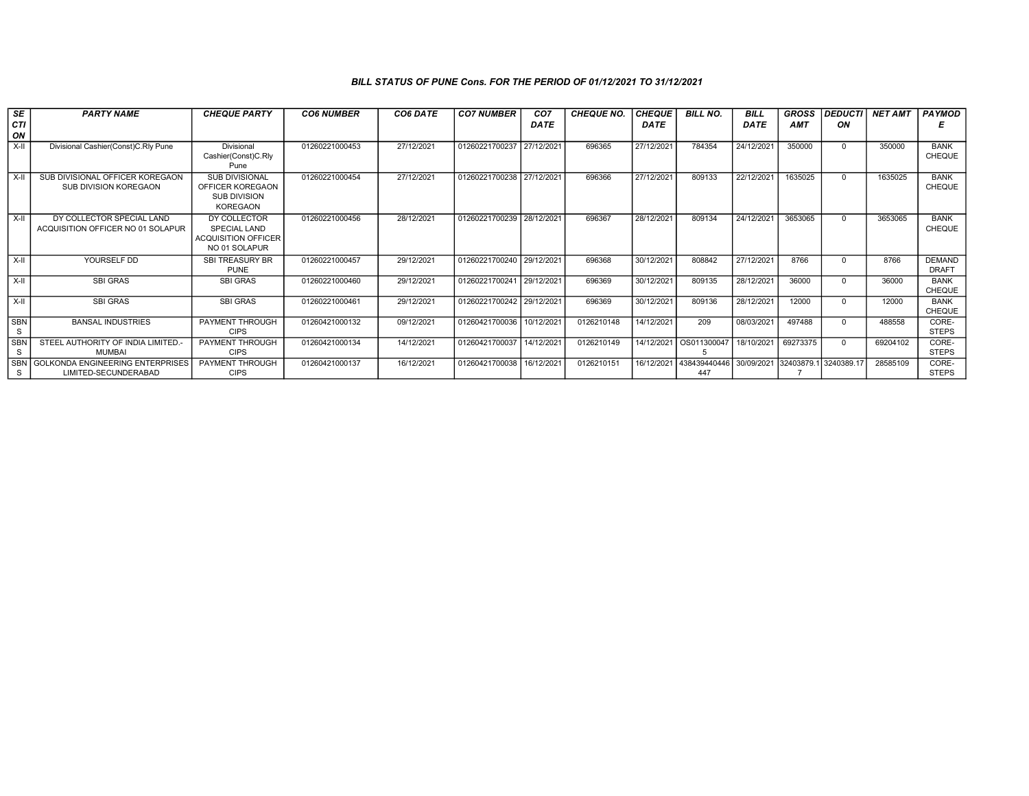*BILL STATUS OF PUNE Cons. FOR THE PERIOD OF 01/12/2021 TO 31/12/2021*

| SECTION | PARTY NAME | CHEQUE PARTY | CO6 NUMBER | CO6 DATE | CO7 NUMBER | CO7 DATE | CHEQUE NO. | CHEQUE DATE | BILL NO. | BILL DATE | GROSS AMT | DEDUCTION | NET AMT | PAYMODE |
|---|---|---|---|---|---|---|---|---|---|---|---|---|---|---|
| X-II | Divisional Cashier(Const)C.Rly Pune | Divisional Cashier(Const)C.Rly Pune | 01260221000453 | 27/12/2021 | 01260221700237 | 27/12/2021 | 696365 | 27/12/2021 | 784354 | 24/12/2021 | 350000 | 0 | 350000 | BANK CHEQUE |
| X-II | SUB DIVISIONAL OFFICER KOREGAON SUB DIVISION KOREGAON | SUB DIVISIONAL OFFICER KOREGAON SUB DIVISION KOREGAON | 01260221000454 | 27/12/2021 | 01260221700238 | 27/12/2021 | 696366 | 27/12/2021 | 809133 | 22/12/2021 | 1635025 | 0 | 1635025 | BANK CHEQUE |
| X-II | DY COLLECTOR SPECIAL LAND ACQUISITION OFFICER NO 01 SOLAPUR | DY COLLECTOR SPECIAL LAND ACQUISITION OFFICER NO 01 SOLAPUR | 01260221000456 | 28/12/2021 | 01260221700239 | 28/12/2021 | 696367 | 28/12/2021 | 809134 | 24/12/2021 | 3653065 | 0 | 3653065 | BANK CHEQUE |
| X-II | YOURSELF DD | SBI TREASURY BR PUNE | 01260221000457 | 29/12/2021 | 01260221700240 | 29/12/2021 | 696368 | 30/12/2021 | 808842 | 27/12/2021 | 8766 | 0 | 8766 | DEMAND DRAFT |
| X-II | SBI GRAS | SBI GRAS | 01260221000460 | 29/12/2021 | 01260221700241 | 29/12/2021 | 696369 | 30/12/2021 | 809135 | 28/12/2021 | 36000 | 0 | 36000 | BANK CHEQUE |
| X-II | SBI GRAS | SBI GRAS | 01260221000461 | 29/12/2021 | 01260221700242 | 29/12/2021 | 696369 | 30/12/2021 | 809136 | 28/12/2021 | 12000 | 0 | 12000 | BANK CHEQUE |
| SBNS | BANSAL INDUSTRIES | PAYMENT THROUGH CIPS | 01260421000132 | 09/12/2021 | 01260421700036 | 10/12/2021 | 0126210148 | 14/12/2021 | 209 | 08/03/2021 | 497488 | 0 | 488558 | CORE-STEPS |
| SBNS | STEEL AUTHORITY OF INDIA LIMITED.-MUMBAI | PAYMENT THROUGH CIPS | 01260421000134 | 14/12/2021 | 01260421700037 | 14/12/2021 | 0126210149 | 14/12/2021 | OS0113000475 | 18/10/2021 | 69273375 | 0 | 69204102 | CORE-STEPS |
| SBNS | GOLKONDA ENGINEERING ENTERPRISES LIMITED-SECUNDERABAD | PAYMENT THROUGH CIPS | 01260421000137 | 16/12/2021 | 01260421700038 | 16/12/2021 | 0126210151 | 16/12/2021 | 438439440446447 | 30/09/2021 | 32403879.17 | 3240389.17 | 28585109 | CORE-STEPS |